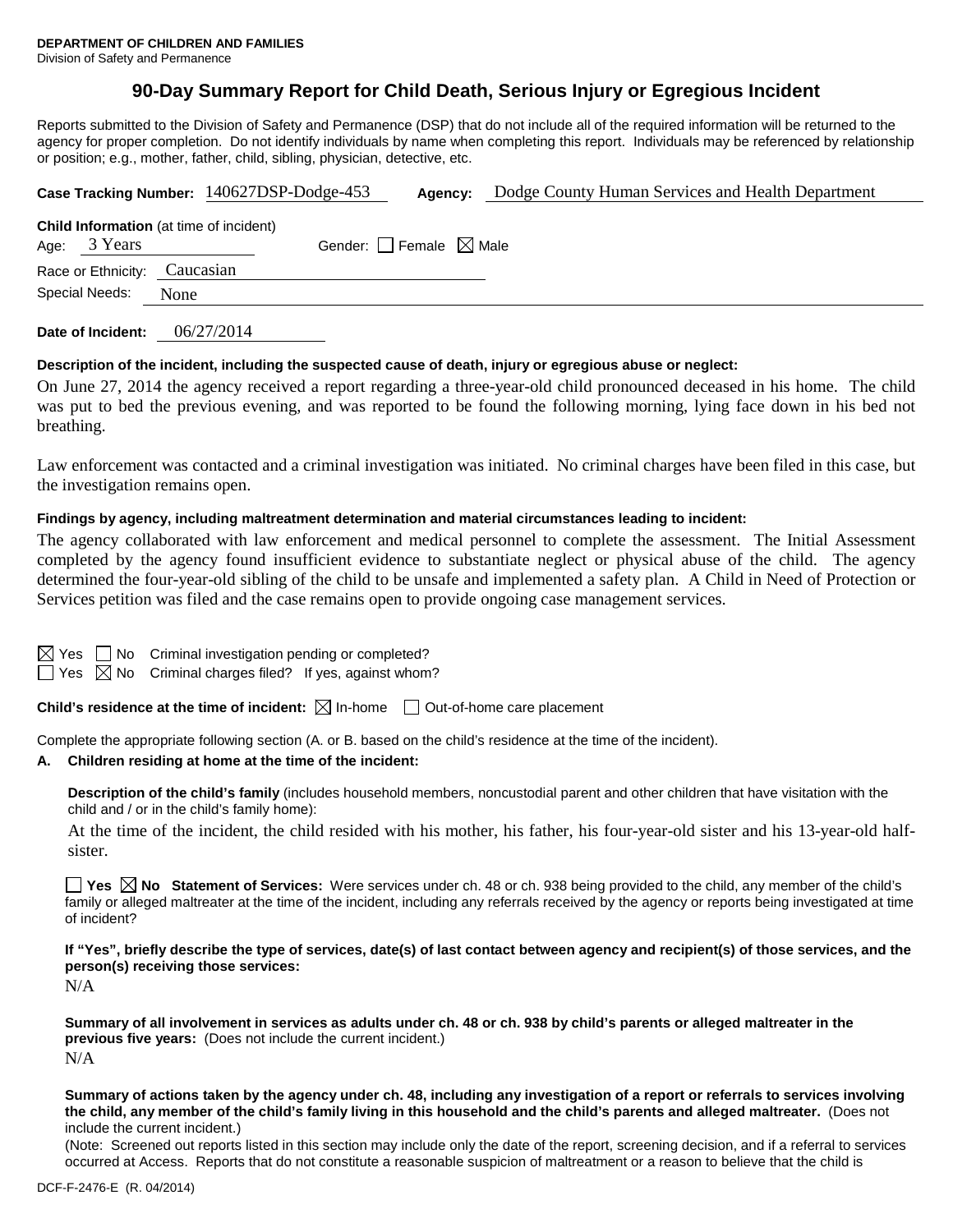**DEPARTMENT OF CHILDREN AND FAMILIES**
Division of Safety and Permanence

# 90-Day Summary Report for Child Death, Serious Injury or Egregious Incident

Reports submitted to the Division of Safety and Permanence (DSP) that do not include all of the required information will be returned to the agency for proper completion. Do not identify individuals by name when completing this report. Individuals may be referenced by relationship or position; e.g., mother, father, child, sibling, physician, detective, etc.

**Case Tracking Number:** 140627DSP-Dodge-453 **Agency:** Dodge County Human Services and Health Department

**Child Information** (at time of incident)
Age: 3 Years Gender: ☐ Female ☒ Male
Race or Ethnicity: Caucasian
Special Needs: None

**Date of Incident:** 06/27/2014

**Description of the incident, including the suspected cause of death, injury or egregious abuse or neglect:**

On June 27, 2014 the agency received a report regarding a three-year-old child pronounced deceased in his home. The child was put to bed the previous evening, and was reported to be found the following morning, lying face down in his bed not breathing.

Law enforcement was contacted and a criminal investigation was initiated. No criminal charges have been filed in this case, but the investigation remains open.

**Findings by agency, including maltreatment determination and material circumstances leading to incident:**

The agency collaborated with law enforcement and medical personnel to complete the assessment. The Initial Assessment completed by the agency found insufficient evidence to substantiate neglect or physical abuse of the child. The agency determined the four-year-old sibling of the child to be unsafe and implemented a safety plan. A Child in Need of Protection or Services petition was filed and the case remains open to provide ongoing case management services.

☒ Yes ☐ No Criminal investigation pending or completed?
☐ Yes ☒ No Criminal charges filed? If yes, against whom?

**Child's residence at the time of incident:** ☒ In-home ☐ Out-of-home care placement

Complete the appropriate following section (A. or B. based on the child's residence at the time of the incident).

**A. Children residing at home at the time of the incident:**

**Description of the child's family** (includes household members, noncustodial parent and other children that have visitation with the child and / or in the child's family home):

At the time of the incident, the child resided with his mother, his father, his four-year-old sister and his 13-year-old half-sister.

☐ **Yes** ☒ **No Statement of Services:** Were services under ch. 48 or ch. 938 being provided to the child, any member of the child's family or alleged maltreater at the time of the incident, including any referrals received by the agency or reports being investigated at time of incident?

**If "Yes", briefly describe the type of services, date(s) of last contact between agency and recipient(s) of those services, and the person(s) receiving those services:**

N/A

**Summary of all involvement in services as adults under ch. 48 or ch. 938 by child's parents or alleged maltreater in the previous five years:** (Does not include the current incident.)

N/A

**Summary of actions taken by the agency under ch. 48, including any investigation of a report or referrals to services involving the child, any member of the child's family living in this household and the child's parents and alleged maltreater.** (Does not include the current incident.)

(Note: Screened out reports listed in this section may include only the date of the report, screening decision, and if a referral to services occurred at Access. Reports that do not constitute a reasonable suspicion of maltreatment or a reason to believe that the child is

DCF-F-2476-E (R. 04/2014)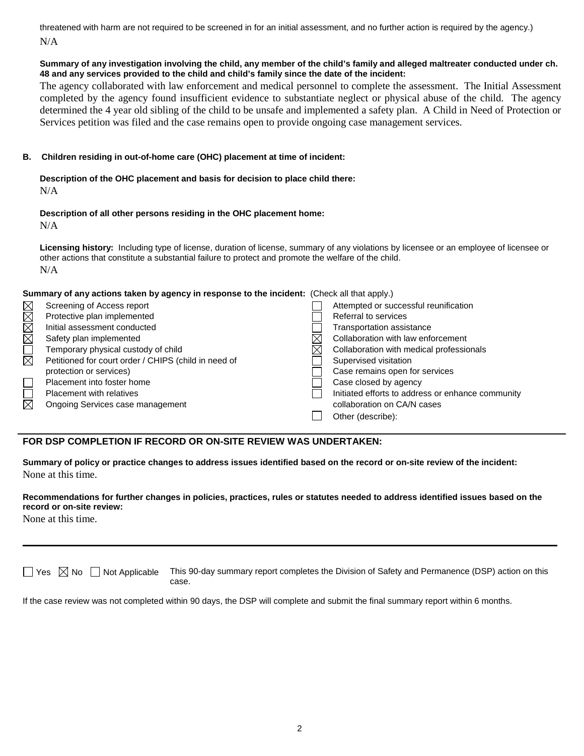threatened with harm are not required to be screened in for an initial assessment, and no further action is required by the agency.)

N/A

**Summary of any investigation involving the child, any member of the child's family and alleged maltreater conducted under ch. 48 and any services provided to the child and child's family since the date of the incident:**

The agency collaborated with law enforcement and medical personnel to complete the assessment. The Initial Assessment completed by the agency found insufficient evidence to substantiate neglect or physical abuse of the child. The agency determined the 4 year old sibling of the child to be unsafe and implemented a safety plan. A Child in Need of Protection or Services petition was filed and the case remains open to provide ongoing case management services.

**B. Children residing in out-of-home care (OHC) placement at time of incident:**

**Description of the OHC placement and basis for decision to place child there:**

N/A

**Description of all other persons residing in the OHC placement home:**

N/A

**Licensing history:** Including type of license, duration of license, summary of any violations by licensee or an employee of licensee or other actions that constitute a substantial failure to protect and promote the welfare of the child.

N/A

**Summary of any actions taken by agency in response to the incident:** (Check all that apply.)

- ☒ Screening of Access report
- ☒ Protective plan implemented
- ☒ Initial assessment conducted
- ☒ Safety plan implemented
- ☐ Temporary physical custody of child
- ☒ Petitioned for court order / CHIPS (child in need of protection or services)
- ☐ Placement into foster home
- ☐ Placement with relatives
- ☒ Ongoing Services case management
- ☐ Attempted or successful reunification
- ☐ Referral to services
- ☐ Transportation assistance
- ☒ Collaboration with law enforcement
- ☒ Collaboration with medical professionals
- ☐ Supervised visitation
- ☐ Case remains open for services
- ☐ Case closed by agency
- ☐ Initiated efforts to address or enhance community collaboration on CA/N cases
- ☐ Other (describe):

---

## FOR DSP COMPLETION IF RECORD OR ON-SITE REVIEW WAS UNDERTAKEN:

**Summary of policy or practice changes to address issues identified based on the record or on-site review of the incident:**

None at this time.

**Recommendations for further changes in policies, practices, rules or statutes needed to address identified issues based on the record or on-site review:**

None at this time.

---

☐ Yes ☒ No ☐ Not Applicable This 90-day summary report completes the Division of Safety and Permanence (DSP) action on this case.

If the case review was not completed within 90 days, the DSP will complete and submit the final summary report within 6 months.